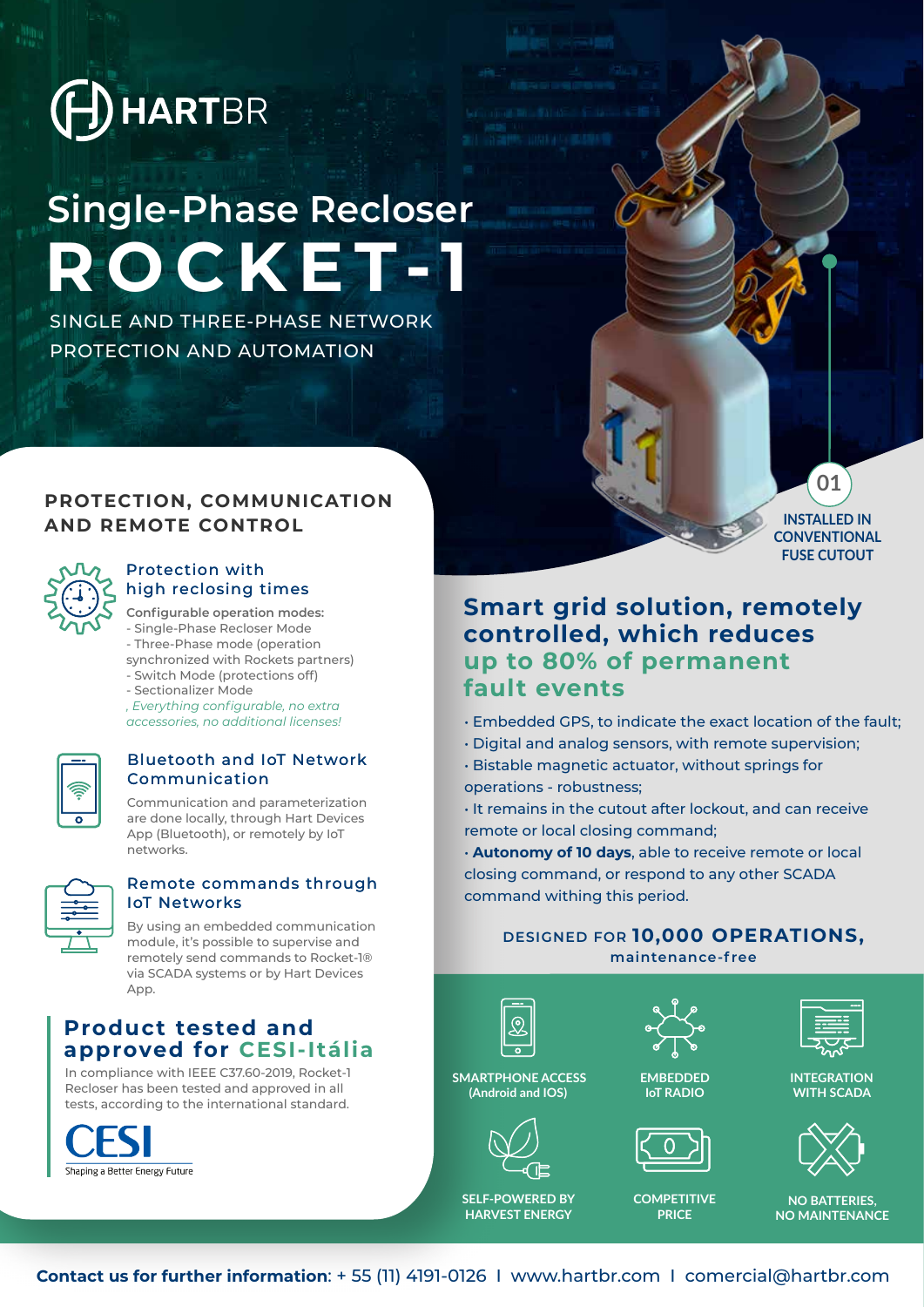HARTBR

# Single-Phase Recloser ROCKET-1

SINGLE AND THREE-PHASE NETWORK PROTECTION AND AUTOMATION

01 INSTALLED IN CONVENTIONAL FUSE CUTOUT

## PROTECTION, COMMUNICATION AND REMOTE CONTROL

### Protection with high reclosing times

**Configurable operation modes:**

- Single-Phase Recloser Mode
- Three-Phase mode (operation synchronized with Rockets partners)
- Switch Mode (protections off)
- Sectionalizer Mode

*, Everything configurable, no extra accessories, no additional licenses!*

### Bluetooth and IoT Network Communication

Communication and parameterization are done locally, through Hart Devices App (Bluetooth), or remotely by IoT networks.

### Remote commands through IoT Networks

By using an embedded communication module, it's possible to supervise and remotely send commands to Rocket-1® via SCADA systems or by Hart Devices App.

### Product tested and approved for CESI-Itália

In compliance with IEEE C37.60-2019, Rocket-1 Recloser has been tested and approved in all tests, according to the international standard.

CESI Shaping a Better Energy Future

## Smart grid solution, remotely controlled, which reduces up to 80% of permanent fault events

- Embedded GPS, to indicate the exact location of the fault;
- Digital and analog sensors, with remote supervision;
- Bistable magnetic actuator, without springs for operations - robustness;
- It remains in the cutout after lockout, and can receive remote or local closing command;
- **Autonomy of 10 days**, able to receive remote or local closing command, or respond to any other SCADA command withing this period.

DESIGNED FOR **10,000 OPERATIONS,** maintenance-free

- SMARTPHONE ACCESS (Android and IOS)
- EMBEDDED IoT RADIO
- INTEGRATION WITH SCADA
- SELF-POWERED BY HARVEST ENERGY
- COMPETITIVE PRICE
- NO BATTERIES, NO MAINTENANCE

**Contact us for further information**: + 55 (11) 4191-0126 I www.hartbr.com I comercial@hartbr.com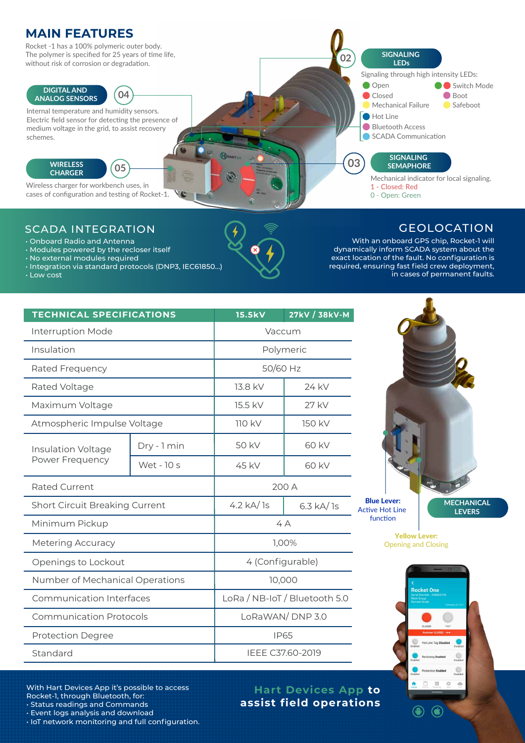## MAIN FEATURES

Rocket -1 has a 100% polymeric outer body. The polymer is specified for 25 years of time life, without risk of corrosion or degradation.

**04 DIGITAL AND ANALOG SENSORS**

Internal temperature and humidity sensors. Electric field sensor for detecting the presence of medium voltage in the grid, to assist recovery schemes.

**05 WIRELESS CHARGER**

Wireless charger for workbench uses, in cases of configuration and testing of Rocket-1.

**02 SIGNALING LEDs**

Signaling through high intensity LEDs:

- Open
- Closed
- Mechanical Failure
- Switch Mode
- Boot
- Safeboot
- Hot Line
- Bluetooth Access
- SCADA Communication

**03 SIGNALING SEMAPHORE**

Mechanical indicator for local signaling.
1 - Closed: Red
0 - Open: Green

## SCADA INTEGRATION

- Onboard Radio and Antenna
- Modules powered by the recloser itself
- No external modules required
- Integration via standard protocols (DNP3, IEC61850...)
- Low cost

## GEOLOCATION

With an onboard GPS chip, Rocket-1 will dynamically inform SCADA system about the exact location of the fault. No configuration is required, ensuring fast field crew deployment, in cases of permanent faults.

| TECHNICAL SPECIFICATIONS | | 15.5kV | 27kV / 38kV-M |
|---|---|---|---|
| Interruption Mode | | Vaccum | |
| Insulation | | Polymeric | |
| Rated Frequency | | 50/60 Hz | |
| Rated Voltage | | 13.8 kV | 24 kV |
| Maximum Voltage | | 15.5 kV | 27 kV |
| Atmospheric Impulse Voltage | | 110 kV | 150 kV |
| Insulation Voltage Power Frequency | Dry - 1 min | 50 kV | 60 kV |
| | Wet - 10 s | 45 kV | 60 kV |
| Rated Current | | 200 A | |
| Short Circuit Breaking Current | | 4.2 kA/ 1s | 6.3 kA/ 1s |
| Minimum Pickup | | 4 A | |
| Metering Accuracy | | 1,00% | |
| Openings to Lockout | | 4 (Configurable) | |
| Number of Mechanical Operations | | 10,000 | |
| Communication Interfaces | | LoRa / NB-IoT / Bluetooth 5.0 | |
| Communication Protocols | | LoRaWAN/ DNP 3.0 | |
| Protection Degree | | IP65 | |
| Standard | | IEEE C37.60-2019 | |

**MECHANICAL LEVERS**

**Blue Lever:** Active Hot Line function

**Yellow Lever:** Opening and Closing

With Hart Devices App it's possible to access Rocket-1, through Bluetooth, for:

- Status readings and Commands
- Event logs analysis and download
- IoT network monitoring and full configuration.

**Hart Devices App to assist field operations**